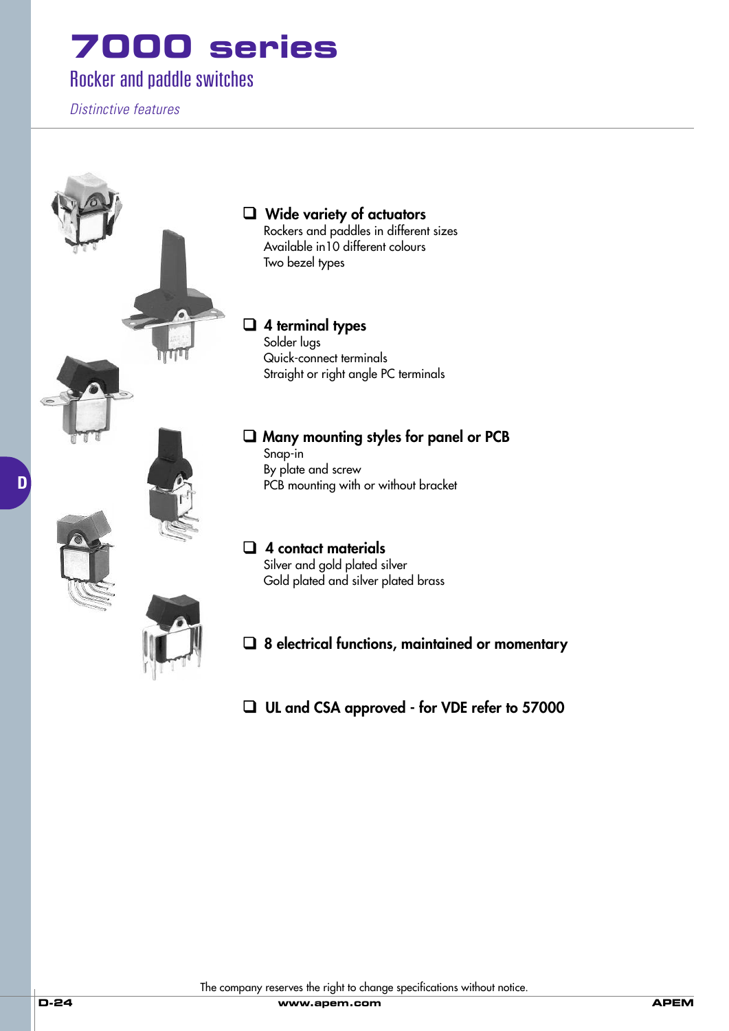# 7000 series

## Rocker and paddle switches

*Distinctive features*

- **Wide variety of actuators**
  Rockers and paddles in different sizes
  Available in10 different colours
  Two bezel types

- **4 terminal types**
  Solder lugs
  Quick-connect terminals
  Straight or right angle PC terminals

- **Many mounting styles for panel or PCB**
  Snap-in
  By plate and screw
  PCB mounting with or without bracket

- **4 contact materials**
  Silver and gold plated silver
  Gold plated and silver plated brass

- **8 electrical functions, maintained or momentary**

- **UL and CSA approved - for VDE refer to 57000**

The company reserves the right to change specifications without notice.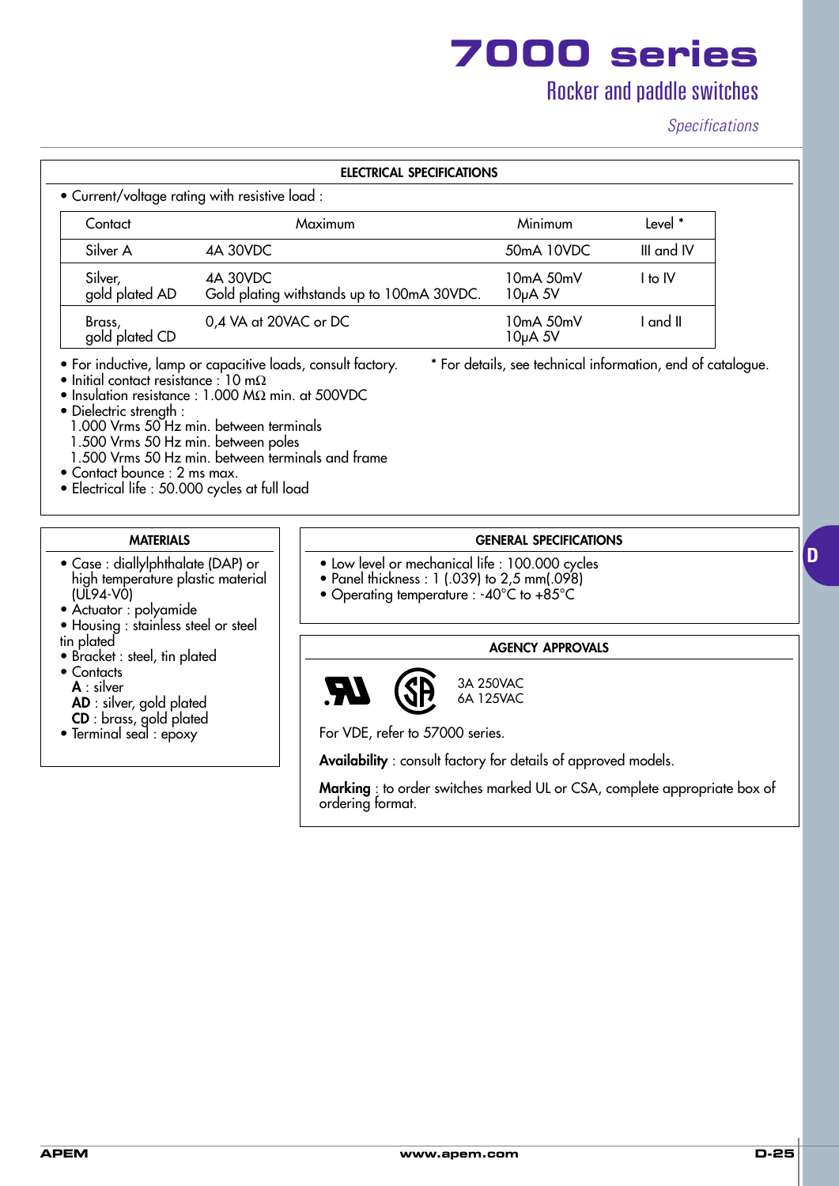# 7000 series

## Rocker and paddle switches

*Specifications*

### ELECTRICAL SPECIFICATIONS

• Current/voltage rating with resistive load :

| Contact | Maximum | Minimum | Level * |
|---|---|---|---|
| Silver A | 4A 30VDC | 50mA 10VDC | III and IV |
| Silver, gold plated AD | 4A 30VDC<br>Gold plating withstands up to 100mA 30VDC. | 10mA 50mV<br>10μA 5V | I to IV |
| Brass, gold plated CD | 0,4 VA at 20VAC or DC | 10mA 50mV<br>10μA 5V | I and II |

• For inductive, lamp or capacitive loads, consult factory.

\* For details, see technical information, end of catalogue.

• Initial contact resistance : 10 mΩ
• Insulation resistance : 1.000 MΩ min. at 500VDC
• Dielectric strength :
  1.000 Vrms 50 Hz min. between terminals
  1.500 Vrms 50 Hz min. between poles
  1.500 Vrms 50 Hz min. between terminals and frame
• Contact bounce : 2 ms max.
• Electrical life : 50.000 cycles at full load

### MATERIALS

• Case : diallylphthalate (DAP) or high temperature plastic material (UL94-V0)
• Actuator : polyamide
• Housing : stainless steel or steel tin plated
• Bracket : steel, tin plated
• Contacts
  **A** : silver
  **AD** : silver, gold plated
  **CD** : brass, gold plated
• Terminal seal : epoxy

### GENERAL SPECIFICATIONS

• Low level or mechanical life : 100.000 cycles
• Panel thickness : 1 (.039) to 2,5 mm(.098)
• Operating temperature : -40°C to +85°C

### AGENCY APPROVALS

3A 250VAC
6A 125VAC

For VDE, refer to 57000 series.

**Availability** : consult factory for details of approved models.

**Marking** : to order switches marked UL or CSA, complete appropriate box of ordering format.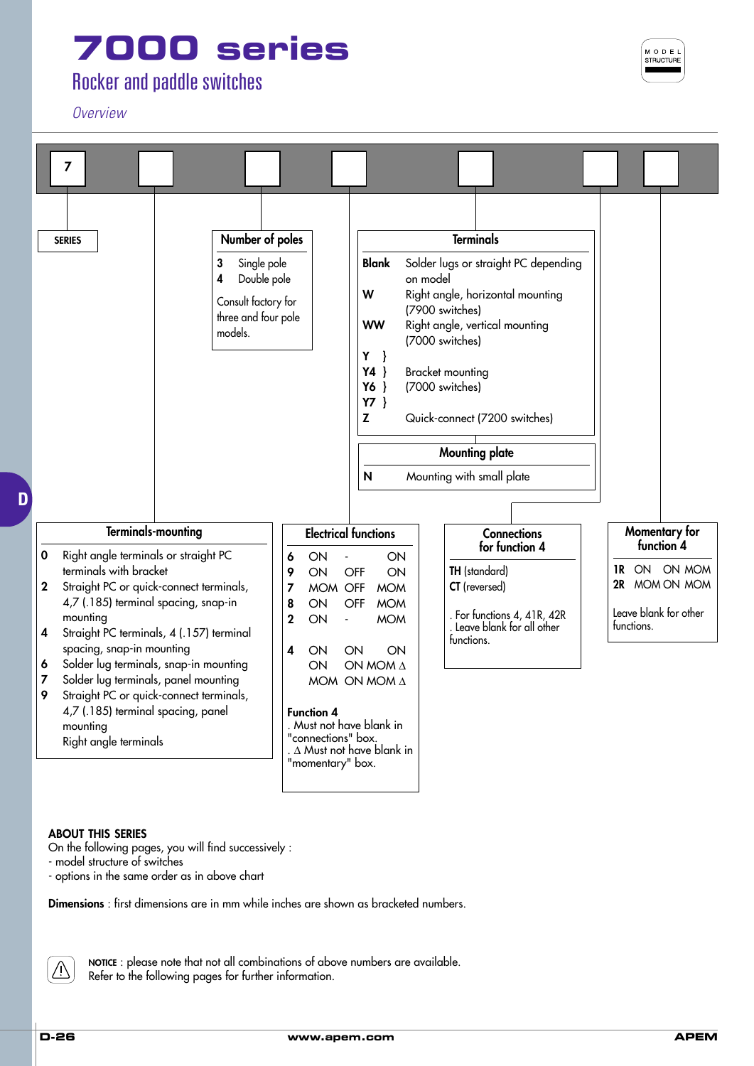# 7000 series

## Rocker and paddle switches

*Overview*

MODEL STRUCTURE

| 7 | | | | | | |
|---|---|---|---|---|---|---|

**SERIES**

### Number of poles

| | |
|---|---|
| **3** | Single pole |
| **4** | Double pole |

Consult factory for three and four pole models.

### Terminals

| | |
|---|---|
| **Blank** | Solder lugs or straight PC depending on model |
| **W** | Right angle, horizontal mounting (7900 switches) |
| **WW** | Right angle, vertical mounting (7000 switches) |
| **Y** } **Y4** } **Y6** } **Y7** } | Bracket mounting (7000 switches) |
| **Z** | Quick-connect (7200 switches) |

### Mounting plate

| | |
|---|---|
| **N** | Mounting with small plate |

### Terminals-mounting

| | |
|---|---|
| **0** | Right angle terminals or straight PC terminals with bracket |
| **2** | Straight PC or quick-connect terminals, 4,7 (.185) terminal spacing, snap-in mounting |
| **4** | Straight PC terminals, 4 (.157) terminal spacing, snap-in mounting |
| **6** | Solder lug terminals, snap-in mounting |
| **7** | Solder lug terminals, panel mounting |
| **9** | Straight PC or quick-connect terminals, 4,7 (.185) terminal spacing, panel mounting Right angle terminals |

### Electrical functions

| | | | |
|---|---|---|---|
| **6** | ON | - | ON |
| **9** | ON | OFF | ON |
| **7** | MOM | OFF | MOM |
| **8** | ON | OFF | MOM |
| **2** | ON | - | MOM |
| **4** | ON | ON | ON |
| | ON | ON MOM ∆ | |
| | MOM | ON MOM ∆ | |

**Function 4**
. Must not have blank in "connections" box.
. ∆ Must not have blank in "momentary" box.

### Connections for function 4

**TH** (standard)
**CT** (reversed)

. For functions 4, 41R, 42R
. Leave blank for all other functions.

### Momentary for function 4

| | |
|---|---|
| **1R** | ON ON MOM |
| **2R** | MOM ON MOM |

Leave blank for other functions.

**ABOUT THIS SERIES**
On the following pages, you will find successively :
- model structure of switches
- options in the same order as in above chart

**Dimensions** : first dimensions are in mm while inches are shown as bracketed numbers.

**NOTICE** : please note that not all combinations of above numbers are available.
Refer to the following pages for further information.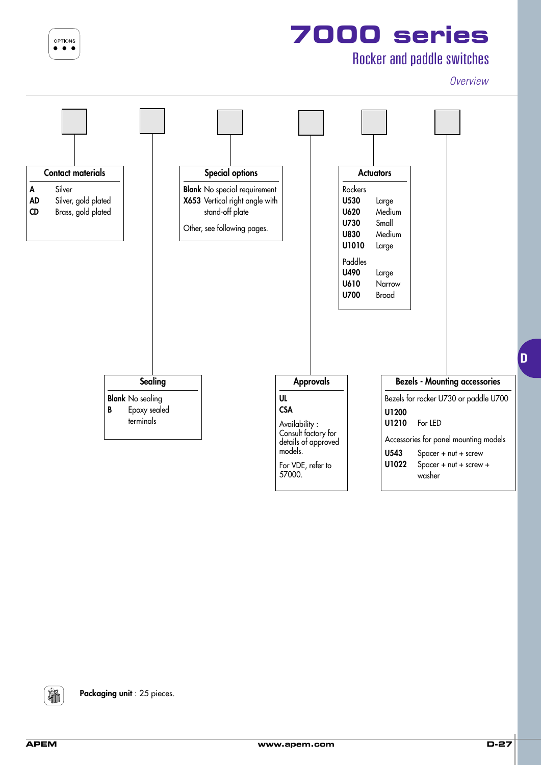# 7000 series

## Rocker and paddle switches

*Overview*

OPTIONS

### Contact materials

| | |
|---|---|
| **A** | Silver |
| **AD** | Silver, gold plated |
| **CD** | Brass, gold plated |

### Sealing

**Blank** No sealing
**B** Epoxy sealed terminals

### Special options

**Blank** No special requirement
**X653** Vertical right angle with stand-off plate

Other, see following pages.

### Approvals

**UL**
**CSA**

Availability : Consult factory for details of approved models.

For VDE, refer to 57000.

### Actuators

Rockers

| | |
|---|---|
| **U530** | Large |
| **U620** | Medium |
| **U730** | Small |
| **U830** | Medium |
| **U1010** | Large |

Paddles

| | |
|---|---|
| **U490** | Large |
| **U610** | Narrow |
| **U700** | Broad |

### Bezels - Mounting accessories

Bezels for rocker U730 or paddle U700

**U1200**
**U1210** For LED

Accessories for panel mounting models

**U543** Spacer + nut + screw
**U1022** Spacer + nut + screw + washer

**Packaging unit** : 25 pieces.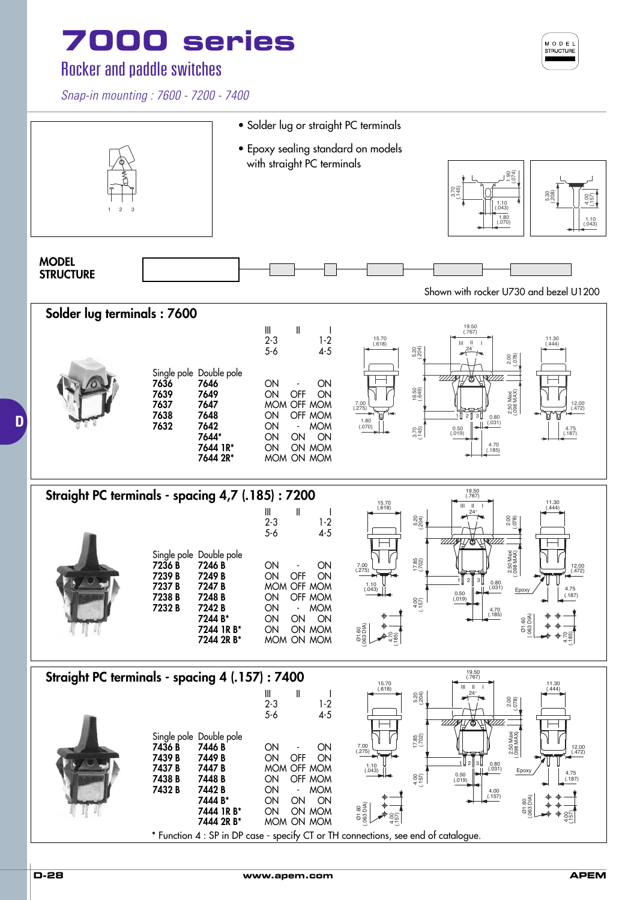# 7000 series

## Rocker and paddle switches

*Snap-in mounting : 7600 - 7200 - 7400*

- Solder lug or straight PC terminals
- Epoxy sealing standard on models with straight PC terminals

**MODEL STRUCTURE**

Shown with rocker U730 and bezel U1200

## Solder lug terminals : 7600

| Single pole | Double pole | III 2-3 5-6 | II | I 1-2 4-5 |
|---|---|---|---|---|
| **7636** | **7646** | ON | - | ON |
| **7639** | **7649** | ON | OFF | ON |
| **7637** | **7647** | MOM | OFF | MOM |
| **7638** | **7648** | ON | OFF | MOM |
| **7632** | **7642** | ON | - | MOM |
| | **7644*** | ON | ON | ON |
| | **7644 1R*** | ON | ON | MOM |
| | **7644 2R*** | MOM | ON | MOM |

## Straight PC terminals - spacing 4,7 (.185) : 7200

| Single pole | Double pole | III 2-3 5-6 | II | I 1-2 4-5 |
|---|---|---|---|---|
| **7236 B** | **7246 B** | ON | - | ON |
| **7239 B** | **7249 B** | ON | OFF | ON |
| **7237 B** | **7247 B** | MOM | OFF | MOM |
| **7238 B** | **7248 B** | ON | OFF | MOM |
| **7232 B** | **7242 B** | ON | - | MOM |
| | **7244 B*** | ON | ON | ON |
| | **7244 1R B*** | ON | ON | MOM |
| | **7244 2R B*** | MOM | ON | MOM |

## Straight PC terminals - spacing 4 (.157) : 7400

| Single pole | Double pole | III 2-3 5-6 | II | I 1-2 4-5 |
|---|---|---|---|---|
| **7436 B** | **7446 B** | ON | - | ON |
| **7439 B** | **7449 B** | ON | OFF | ON |
| **7437 B** | **7447 B** | MOM | OFF | MOM |
| **7438 B** | **7448 B** | ON | OFF | MOM |
| **7432 B** | **7442 B** | ON | - | MOM |
| | **7444 B*** | ON | ON | ON |
| | **7444 1R B*** | ON | ON | MOM |
| | **7444 2R B*** | MOM | ON | MOM |

* Function 4 : SP in DP case - specify CT or TH connections, see end of catalogue.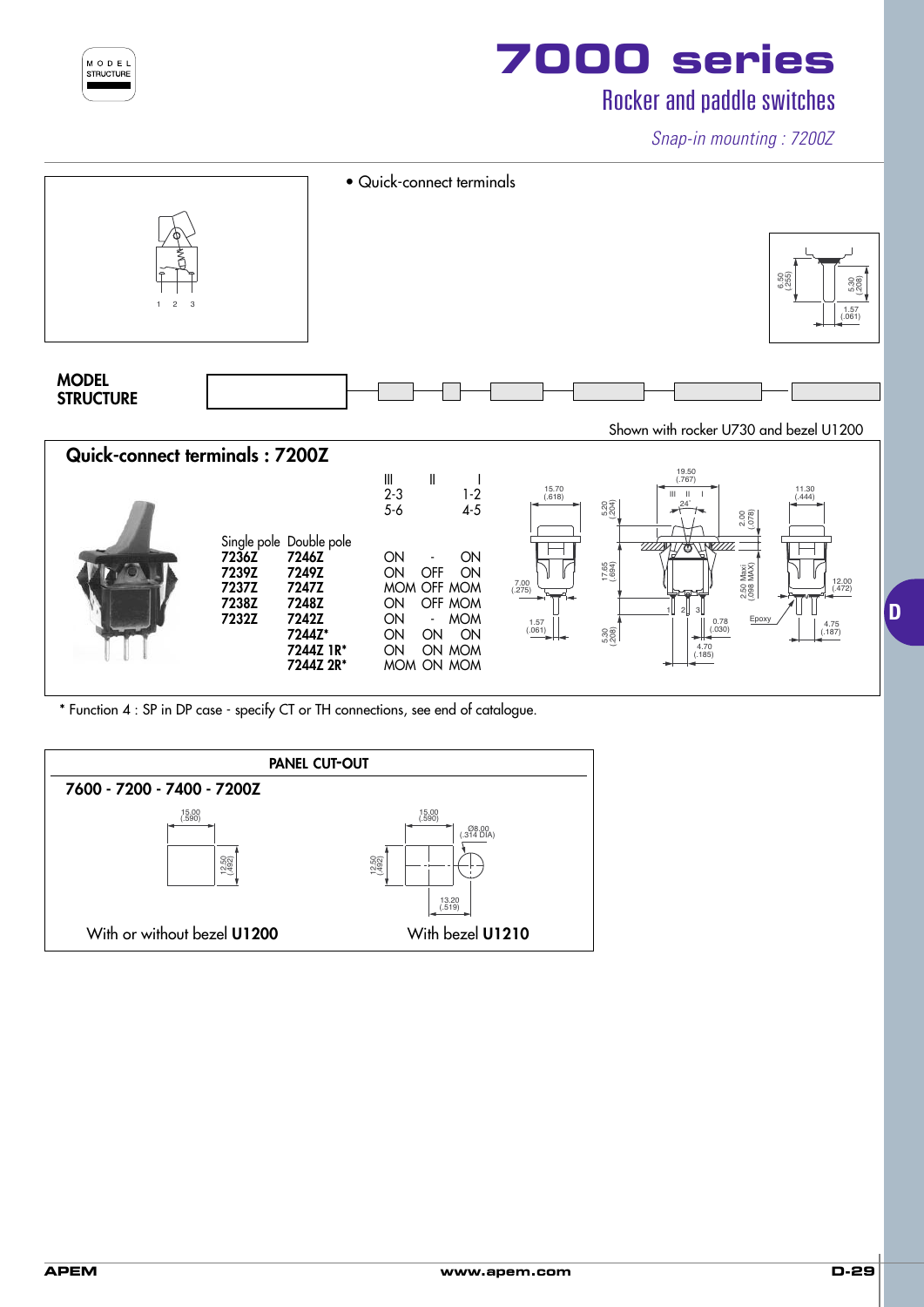# 7000 series

## Rocker and paddle switches

*Snap-in mounting : 7200Z*

- Quick-connect terminals

**MODEL STRUCTURE**

Shown with rocker U730 and bezel U1200

## Quick-connect terminals : 7200Z

| Single pole | Double pole | III<br>2-3<br>5-6 | II | I<br>1-2<br>4-5 |
|---|---|---|---|---|
| 7236Z | 7246Z | ON | - | ON |
| 7239Z | 7249Z | ON | OFF | ON |
| 7237Z | 7247Z | MOM | OFF | MOM |
| 7238Z | 7248Z | ON | OFF | MOM |
| 7232Z | 7242Z | ON | - | MOM |
| | 7244Z* | ON | ON | ON |
| | 7244Z 1R* | ON | ON | MOM |
| | 7244Z 2R* | MOM | ON | MOM |

\* Function 4 : SP in DP case - specify CT or TH connections, see end of catalogue.

## PANEL CUT-OUT

### 7600 - 7200 - 7400 - 7200Z

With or without bezel **U1200**

With bezel **U1210**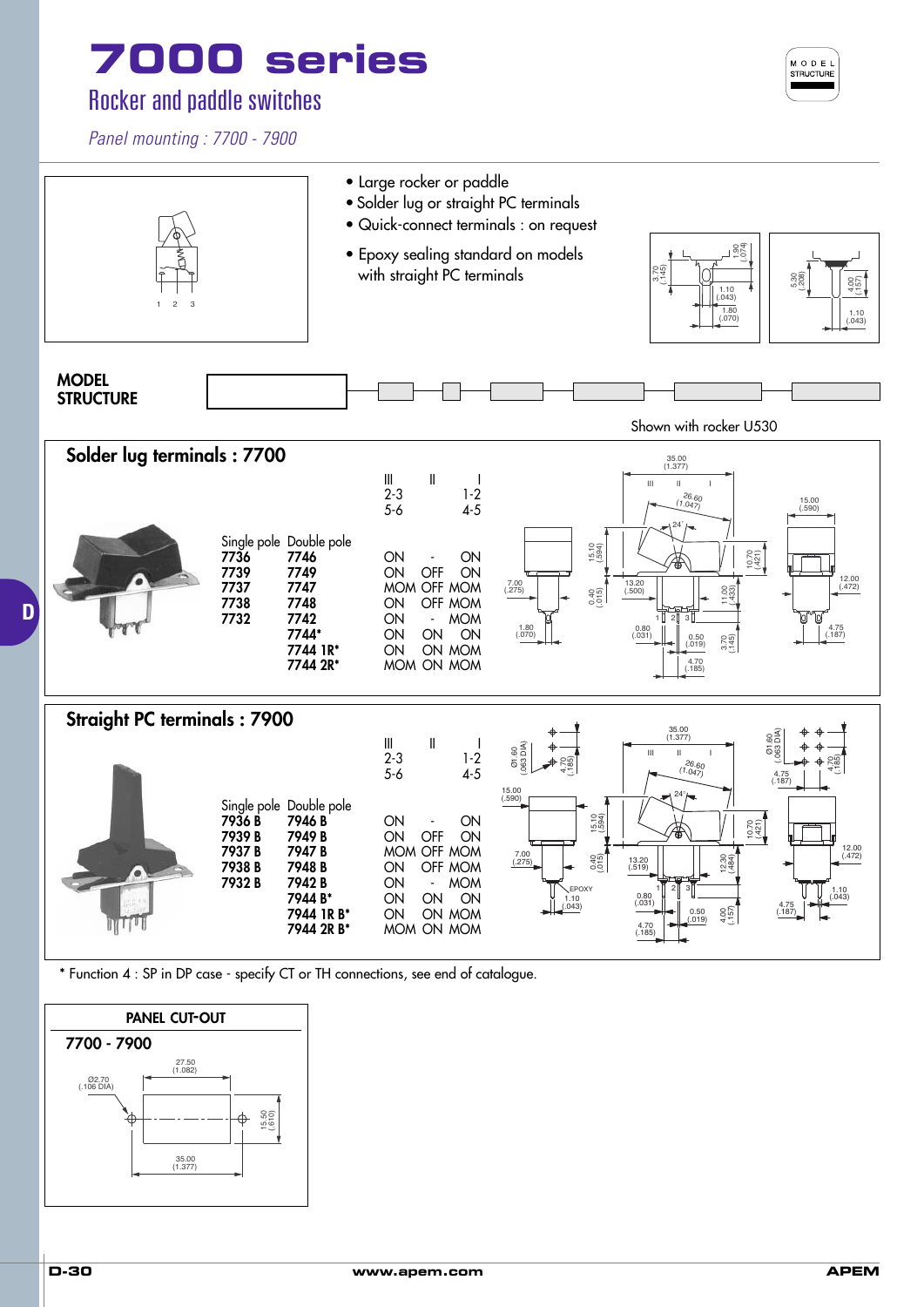# 7000 series

## Rocker and paddle switches

*Panel mounting : 7700 - 7900*

- Large rocker or paddle
- Solder lug or straight PC terminals
- Quick-connect terminals : on request
- Epoxy sealing standard on models with straight PC terminals

**MODEL STRUCTURE**

Shown with rocker U530

### Solder lug terminals : 7700

| Single pole | Double pole | III 2-3 5-6 | II | I 1-2 4-5 |
|---|---|---|---|---|
| 7736 | 7746 | ON | - | ON |
| 7739 | 7749 | ON | OFF | ON |
| 7737 | 7747 | MOM | OFF | MOM |
| 7738 | 7748 | ON | OFF | MOM |
| 7732 | 7742 | ON | - | MOM |
| | 7744* | ON | ON | ON |
| | 7744 1R* | ON | ON | MOM |
| | 7744 2R* | MOM | ON | MOM |

### Straight PC terminals : 7900

| Single pole | Double pole | III 2-3 5-6 | II | I 1-2 4-5 |
|---|---|---|---|---|
| 7936 B | 7946 B | ON | - | ON |
| 7939 B | 7949 B | ON | OFF | ON |
| 7937 B | 7947 B | MOM | OFF | MOM |
| 7938 B | 7948 B | ON | OFF | MOM |
| 7932 B | 7942 B | ON | - | MOM |
| | 7944 B* | ON | ON | ON |
| | 7944 1R B* | ON | ON | MOM |
| | 7944 2R B* | MOM | ON | MOM |

\* Function 4 : SP in DP case - specify CT or TH connections, see end of catalogue.

### PANEL CUT-OUT

**7700 - 7900**

27.50 (1.082), Ø2.70 (.106 DIA), 15.50 (.610), 35.00 (1.377)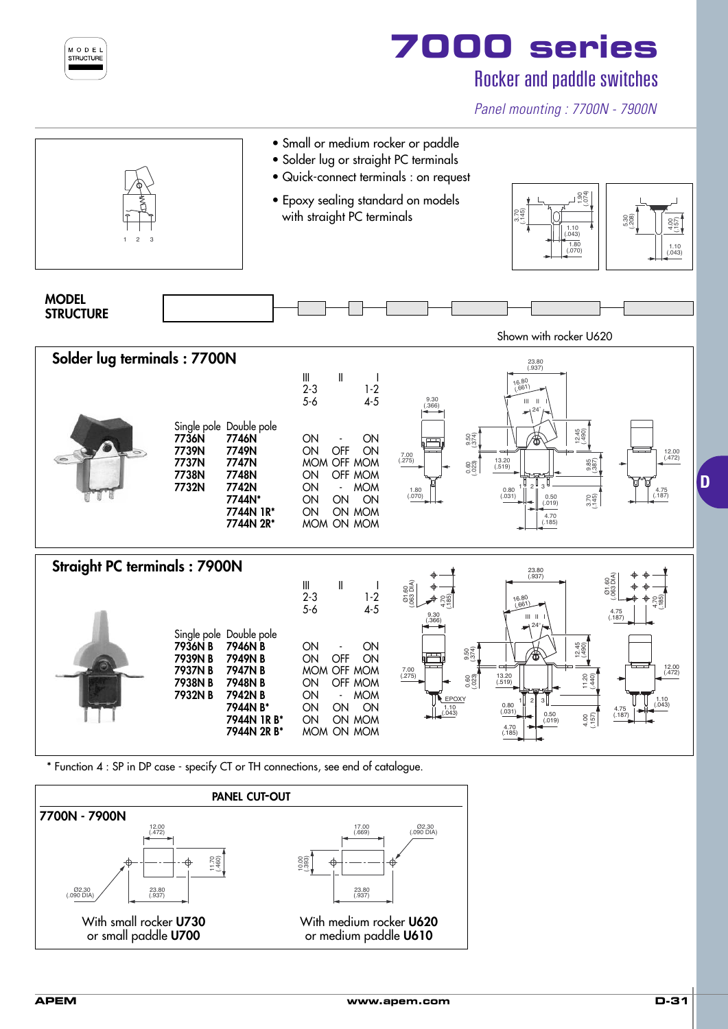# 7000 series

## Rocker and paddle switches

*Panel mounting : 7700N - 7900N*

- Small or medium rocker or paddle
- Solder lug or straight PC terminals
- Quick-connect terminals : on request
- Epoxy sealing standard on models with straight PC terminals

**MODEL STRUCTURE**

Shown with rocker U620

## Solder lug terminals : 7700N

| Single pole | Double pole | III 2-3 5-6 | II | I 1-2 4-5 |
|---|---|---|---|---|
| 7736N | 7746N | ON | - | ON |
| 7739N | 7749N | ON | OFF | ON |
| 7737N | 7747N | MOM | OFF | MOM |
| 7738N | 7748N | ON | OFF | MOM |
| 7732N | 7742N | ON | - | MOM |
| | 7744N* | ON | ON | ON |
| | 7744N 1R* | ON | ON | MOM |
| | 7744N 2R* | MOM | ON | MOM |

## Straight PC terminals : 7900N

| Single pole | Double pole | III 2-3 5-6 | II | I 1-2 4-5 |
|---|---|---|---|---|
| 7936N B | 7946N B | ON | - | ON |
| 7939N B | 7949N B | ON | OFF | ON |
| 7937N B | 7947N B | MOM | OFF | MOM |
| 7938N B | 7948N B | ON | OFF | MOM |
| 7932N B | 7942N B | ON | - | MOM |
| | 7944N B* | ON | ON | ON |
| | 7944N 1R B* | ON | ON | MOM |
| | 7944N 2R B* | MOM | ON | MOM |

* Function 4 : SP in DP case - specify CT or TH connections, see end of catalogue.

## PANEL CUT-OUT

**7700N - 7900N**

With small rocker **U730** or small paddle **U700**

With medium rocker **U620** or medium paddle **U610**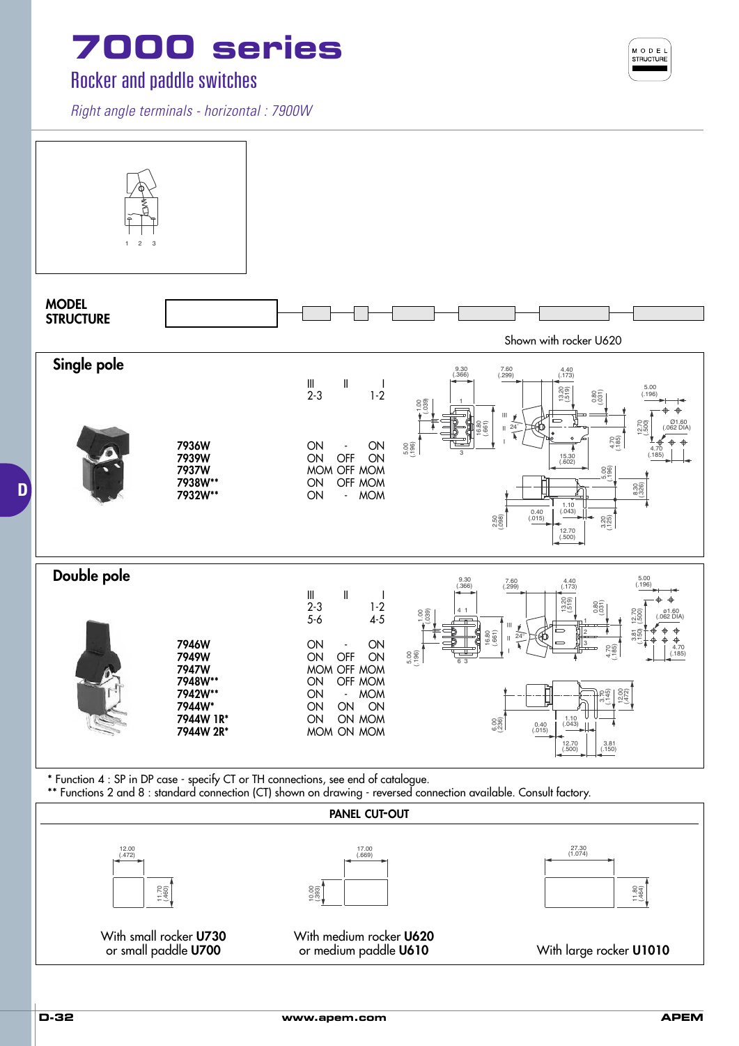# 7000 series

## Rocker and paddle switches

*Right angle terminals - horizontal : 7900W*

MODEL STRUCTURE

Shown with rocker U620

### Single pole

| Model | III 2-3 | II | I 1-2 |
|---|---|---|---|
| 7936W | ON | - | ON |
| 7939W | ON | OFF | ON |
| 7937W | MOM | OFF | MOM |
| 7938W** | ON | OFF | MOM |
| 7932W** | ON | - | MOM |

### Double pole

| Model | III 2-3 5-6 | II | I 1-2 4-5 |
|---|---|---|---|
| 7946W | ON | - | ON |
| 7949W | ON | OFF | ON |
| 7947W | MOM | OFF | MOM |
| 7948W** | ON | OFF | MOM |
| 7942W** | ON | - | MOM |
| 7944W* | ON | ON | ON |
| 7944W 1R* | ON | ON | MOM |
| 7944W 2R* | MOM | ON | MOM |

\* Function 4 : SP in DP case - specify CT or TH connections, see end of catalogue.

\*\* Functions 2 and 8 : standard connection (CT) shown on drawing - reversed connection available. Consult factory.

### PANEL CUT-OUT

| Cut-out | Width | Height |
|---|---|---|
| With small rocker **U730** or small paddle **U700** | 12.00 (.472) | 11.70 (.460) |
| With medium rocker **U620** or medium paddle **U610** | 17.00 (.669) | 10.00 (.393) |
| With large rocker **U1010** | 27.30 (1.074) | 11.80 (.464) |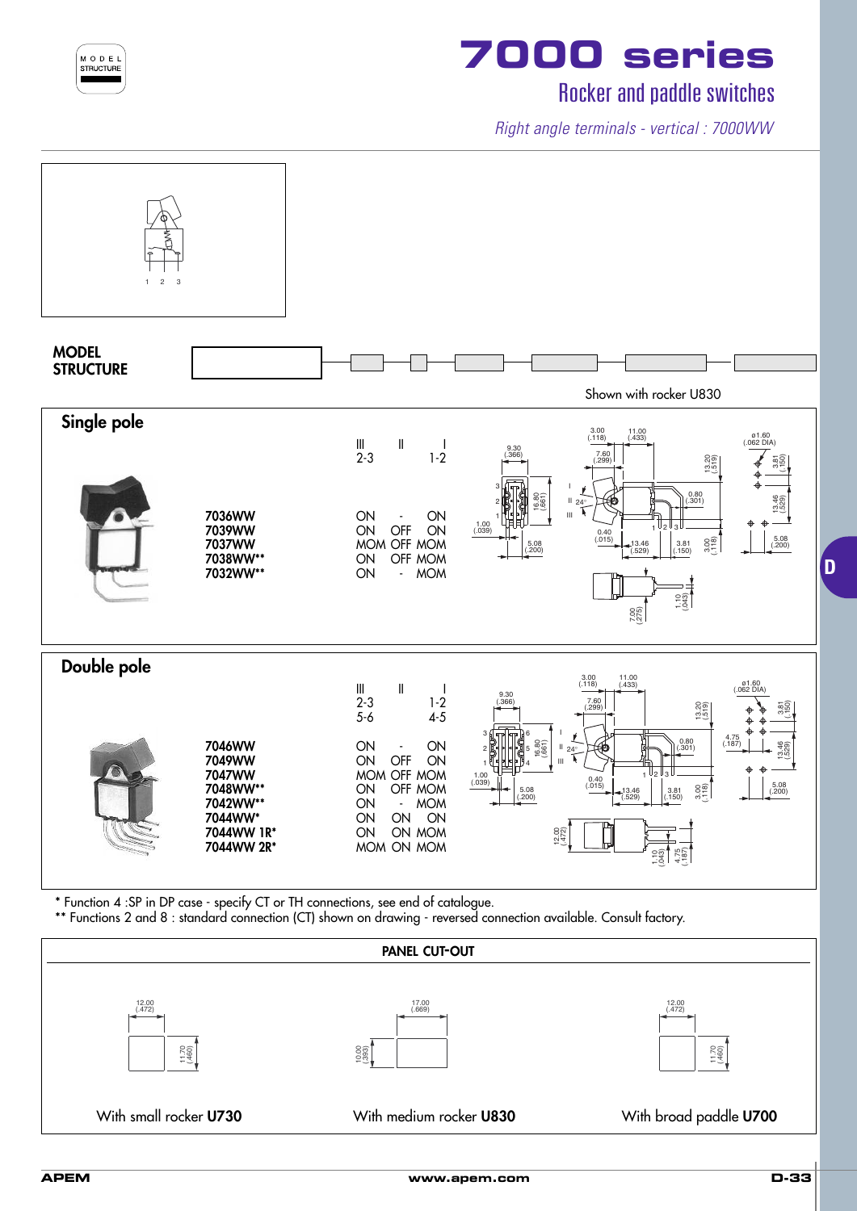# 7000 series

## Rocker and paddle switches

*Right angle terminals - vertical : 7000WW*

**MODEL STRUCTURE**

Shown with rocker U830

## Single pole

| Model | III (2-3) | II | I (1-2) |
|---|---|---|---|
| 7036WW | ON | - | ON |
| 7039WW | ON | OFF | ON |
| 7037WW | MOM | OFF | MOM |
| 7038WW** | ON | OFF | MOM |
| 7032WW** | ON | - | MOM |

## Double pole

| Model | III (2-3, 5-6) | II | I (1-2, 4-5) |
|---|---|---|---|
| 7046WW | ON | - | ON |
| 7049WW | ON | OFF | ON |
| 7047WW | MOM | OFF | MOM |
| 7048WW** | ON | OFF | MOM |
| 7042WW** | ON | - | MOM |
| 7044WW* | ON | ON | ON |
| 7044WW 1R* | ON | ON | MOM |
| 7044WW 2R* | MOM | ON | MOM |

\* Function 4 :SP in DP case - specify CT or TH connections, see end of catalogue.

** Functions 2 and 8 : standard connection (CT) shown on drawing - reversed connection available. Consult factory.

## PANEL CUT-OUT

| With small rocker **U730** | With medium rocker **U830** | With broad paddle **U700** |
|---|---|---|
| 12.00 (.472) × 11.70 (.460) | 17.00 (.669) × 10.00 (.393) | 12.00 (.472) × 11.70 (.460) |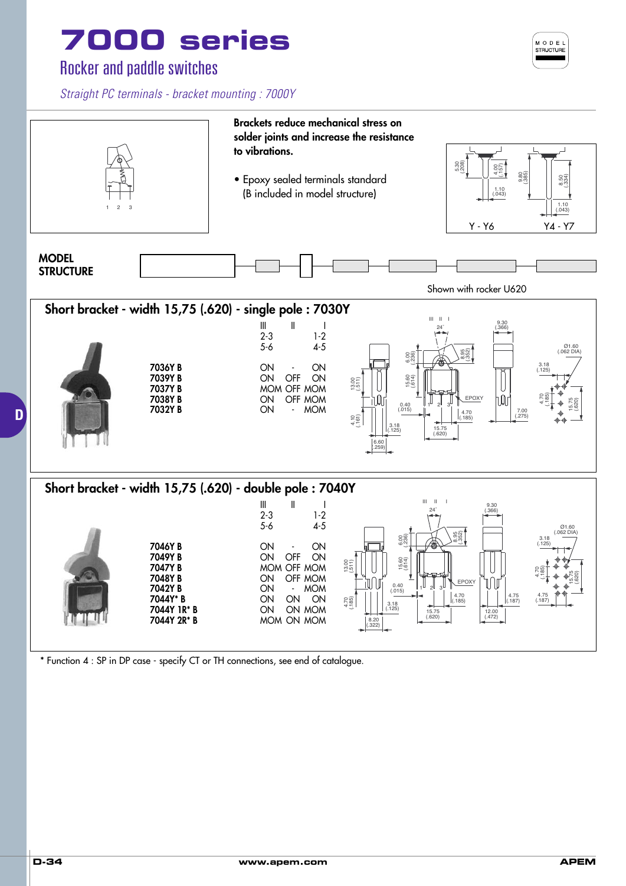# 7000 series

## Rocker and paddle switches

*Straight PC terminals - bracket mounting : 7000Y*

**Brackets reduce mechanical stress on solder joints and increase the resistance to vibrations.**

- Epoxy sealed terminals standard (B included in model structure)

Y - Y6 Y4 - Y7

**MODEL STRUCTURE**

Shown with rocker U620

## Short bracket - width 15,75 (.620) - single pole : 7030Y

| | III 2-3 5-6 | II | I 1-2 4-5 |
|---|---|---|---|
| 7036Y B | ON | - | ON |
| 7039Y B | ON | OFF | ON |
| 7037Y B | MOM | OFF | MOM |
| 7038Y B | ON | OFF | MOM |
| 7032Y B | ON | - | MOM |

## Short bracket - width 15,75 (.620) - double pole : 7040Y

| | III 2-3 5-6 | II | I 1-2 4-5 |
|---|---|---|---|
| 7046Y B | ON | - | ON |
| 7049Y B | ON | OFF | ON |
| 7047Y B | MOM | OFF | MOM |
| 7048Y B | ON | OFF | MOM |
| 7042Y B | ON | - | MOM |
| 7044Y* B | ON | ON | ON |
| 7044Y 1R* B | ON | ON | MOM |
| 7044Y 2R* B | MOM | ON | MOM |

* Function 4 : SP in DP case - specify CT or TH connections, see end of catalogue.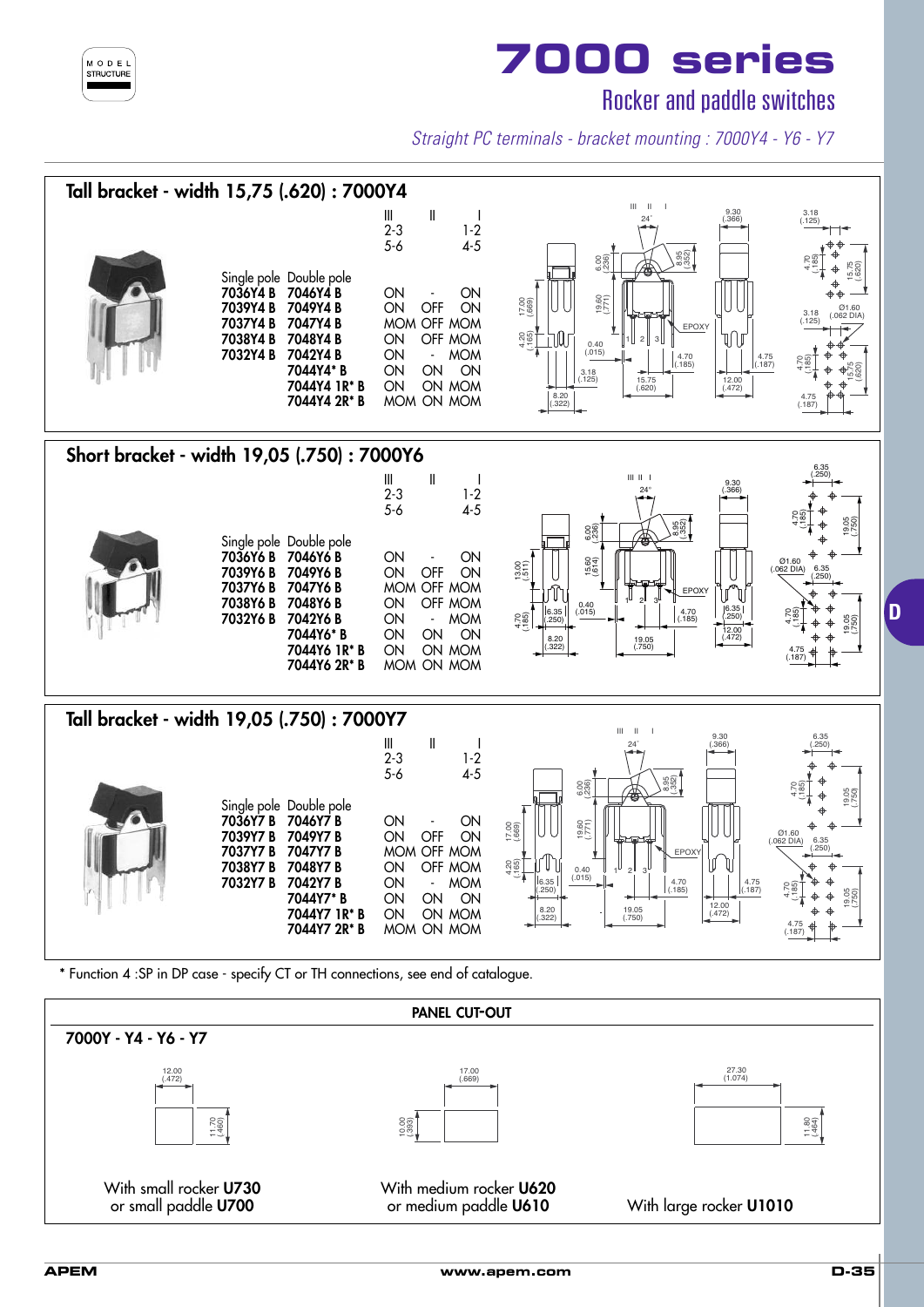# 7000 series

## Rocker and paddle switches

*Straight PC terminals - bracket mounting : 7000Y4 - Y6 - Y7*

## Tall bracket - width 15,75 (.620) : 7000Y4

| Single pole | Double pole | III<br>2-3<br>5-6 | II | I<br>1-2<br>4-5 |
|---|---|---|---|---|
| 7036Y4 B | 7046Y4 B | ON | - | ON |
| 7039Y4 B | 7049Y4 B | ON | OFF | ON |
| 7037Y4 B | 7047Y4 B | MOM | OFF | MOM |
| 7038Y4 B | 7048Y4 B | ON | OFF | MOM |
| 7032Y4 B | 7042Y4 B | ON | - | MOM |
| | 7044Y4* B | ON | ON | ON |
| | 7044Y4 1R* B | ON | ON | MOM |
| | 7044Y4 2R* B | MOM | ON | MOM |

## Short bracket - width 19,05 (.750) : 7000Y6

| Single pole | Double pole | III<br>2-3<br>5-6 | II | I<br>1-2<br>4-5 |
|---|---|---|---|---|
| 7036Y6 B | 7046Y6 B | ON | - | ON |
| 7039Y6 B | 7049Y6 B | ON | OFF | ON |
| 7037Y6 B | 7047Y6 B | MOM | OFF | MOM |
| 7038Y6 B | 7048Y6 B | ON | OFF | MOM |
| 7032Y6 B | 7042Y6 B | ON | - | MOM |
| | 7044Y6* B | ON | ON | ON |
| | 7044Y6 1R* B | ON | ON | MOM |
| | 7044Y6 2R* B | MOM | ON | MOM |

## Tall bracket - width 19,05 (.750) : 7000Y7

| Single pole | Double pole | III<br>2-3<br>5-6 | II | I<br>1-2<br>4-5 |
|---|---|---|---|---|
| 7036Y7 B | 7046Y7 B | ON | - | ON |
| 7039Y7 B | 7049Y7 B | ON | OFF | ON |
| 7037Y7 B | 7047Y7 B | MOM | OFF | MOM |
| 7038Y7 B | 7048Y7 B | ON | OFF | MOM |
| 7032Y7 B | 7042Y7 B | ON | - | MOM |
| | 7044Y7* B | ON | ON | ON |
| | 7044Y7 1R* B | ON | ON | MOM |
| | 7044Y7 2R* B | MOM | ON | MOM |

* Function 4 :SP in DP case - specify CT or TH connections, see end of catalogue.

## PANEL CUT-OUT

### 7000Y - Y4 - Y6 - Y7

| Cut-out | Use |
|---|---|
| 12.00 (.472) × 11.70 (.460) | With small rocker **U730** or small paddle **U700** |
| 17.00 (.669) × 10.00 (.393) | With medium rocker **U620** or medium paddle **U610** |
| 27.30 (1.074) × 11.80 (.464) | With large rocker **U1010** |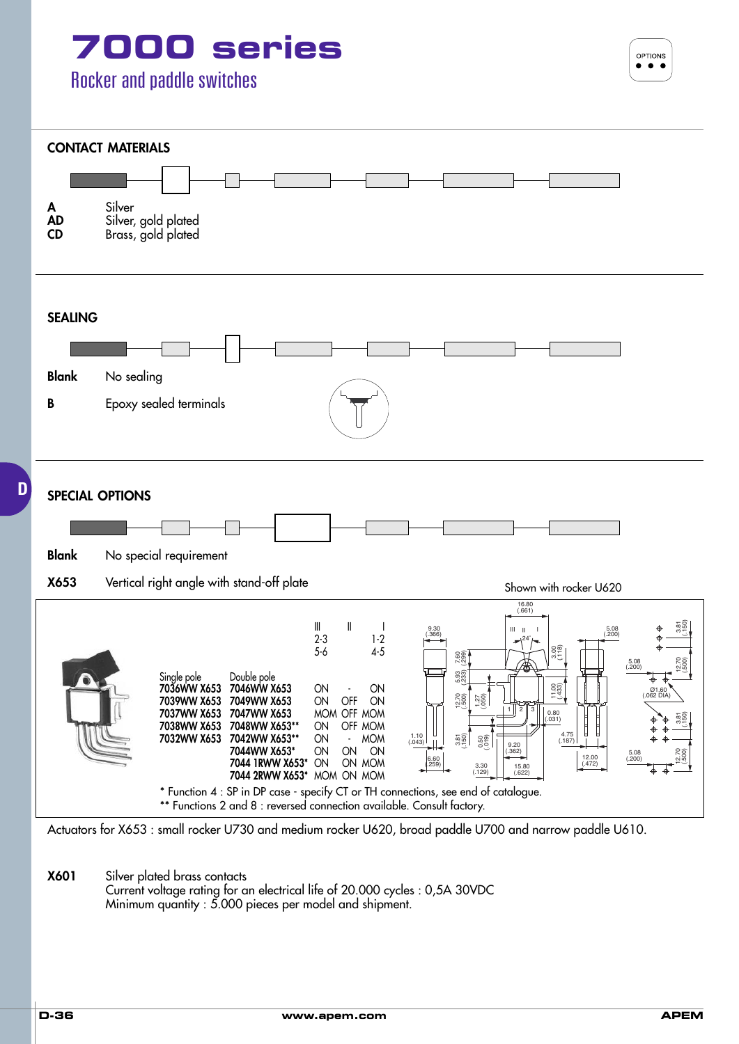# 7000 series

## Rocker and paddle switches

### CONTACT MATERIALS

**A** Silver
**AD** Silver, gold plated
**CD** Brass, gold plated

### SEALING

**Blank** No sealing

**B** Epoxy sealed terminals

### SPECIAL OPTIONS

**Blank** No special requirement

**X653** Vertical right angle with stand-off plate

Shown with rocker U620

| Single pole | Double pole | III (2-3, 5-6) | II | I (1-2, 4-5) |
|---|---|---|---|---|
| 7036WW X653 | 7046WW X653 | ON | - | ON |
| 7039WW X653 | 7049WW X653 | ON | OFF | ON |
| 7037WW X653 | 7047WW X653 | MOM | OFF | MOM |
| 7038WW X653 | 7048WW X653** | ON | OFF | MOM |
| 7032WW X653 | 7042WW X653** | ON | - | MOM |
| | 7044WW X653* | ON | ON | ON |
| | 7044 1RWW X653* | ON | ON | MOM |
| | 7044 2RWW X653* | MOM | ON | MOM |

\* Function 4 : SP in DP case - specify CT or TH connections, see end of catalogue.
\*\* Functions 2 and 8 : reversed connection available. Consult factory.

Actuators for X653 : small rocker U730 and medium rocker U620, broad paddle U700 and narrow paddle U610.

**X601** Silver plated brass contacts
Current voltage rating for an electrical life of 20.000 cycles : 0,5A 30VDC
Minimum quantity : 5.000 pieces per model and shipment.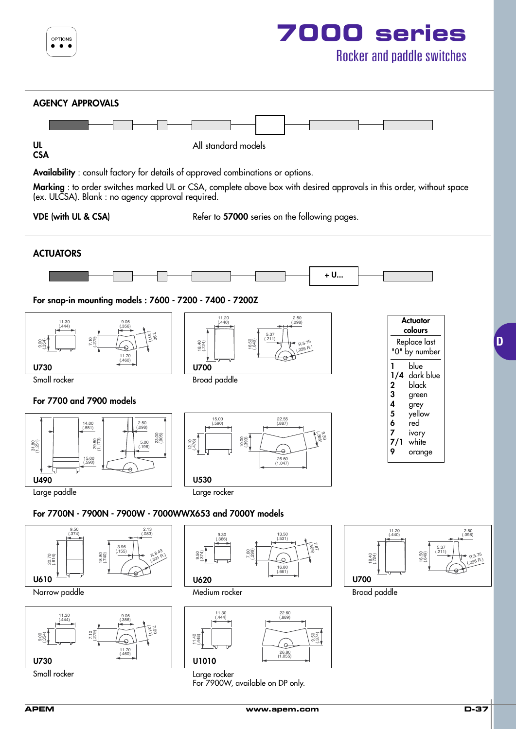# 7000 series

## Rocker and paddle switches

OPTIONS

## AGENCY APPROVALS

**UL**
**CSA**

All standard models

**Availability** : consult factory for details of approved combinations or options.

**Marking** : to order switches marked UL or CSA, complete above box with desired approvals in this order, without space (ex. ULCSA). Blank : no agency approval required.

**VDE (with UL & CSA)** Refer to **57000** series on the following pages.

## ACTUATORS

+ U...

### For snap-in mounting models : 7600 - 7200 - 7400 - 7200Z

**U730**
Small rocker

**U700**
Broad paddle

### For 7700 and 7900 models

**U490**
Large paddle

**U530**
Large rocker

| Actuator colours |
|---|
| Replace last "0" by number |

| | |
|---|---|
| 1 | blue |
| 1/4 | dark blue |
| 2 | black |
| 3 | green |
| 4 | grey |
| 5 | yellow |
| 6 | red |
| 7 | ivory |
| 7/1 | white |
| 9 | orange |

### For 7700N - 7900N - 7900W - 7000WWX653 and 7000Y models

**U610**
Narrow paddle

**U620**
Medium rocker

**U700**
Broad paddle

**U730**
Small rocker

**U1010**
Large rocker
For 7900W, available on DP only.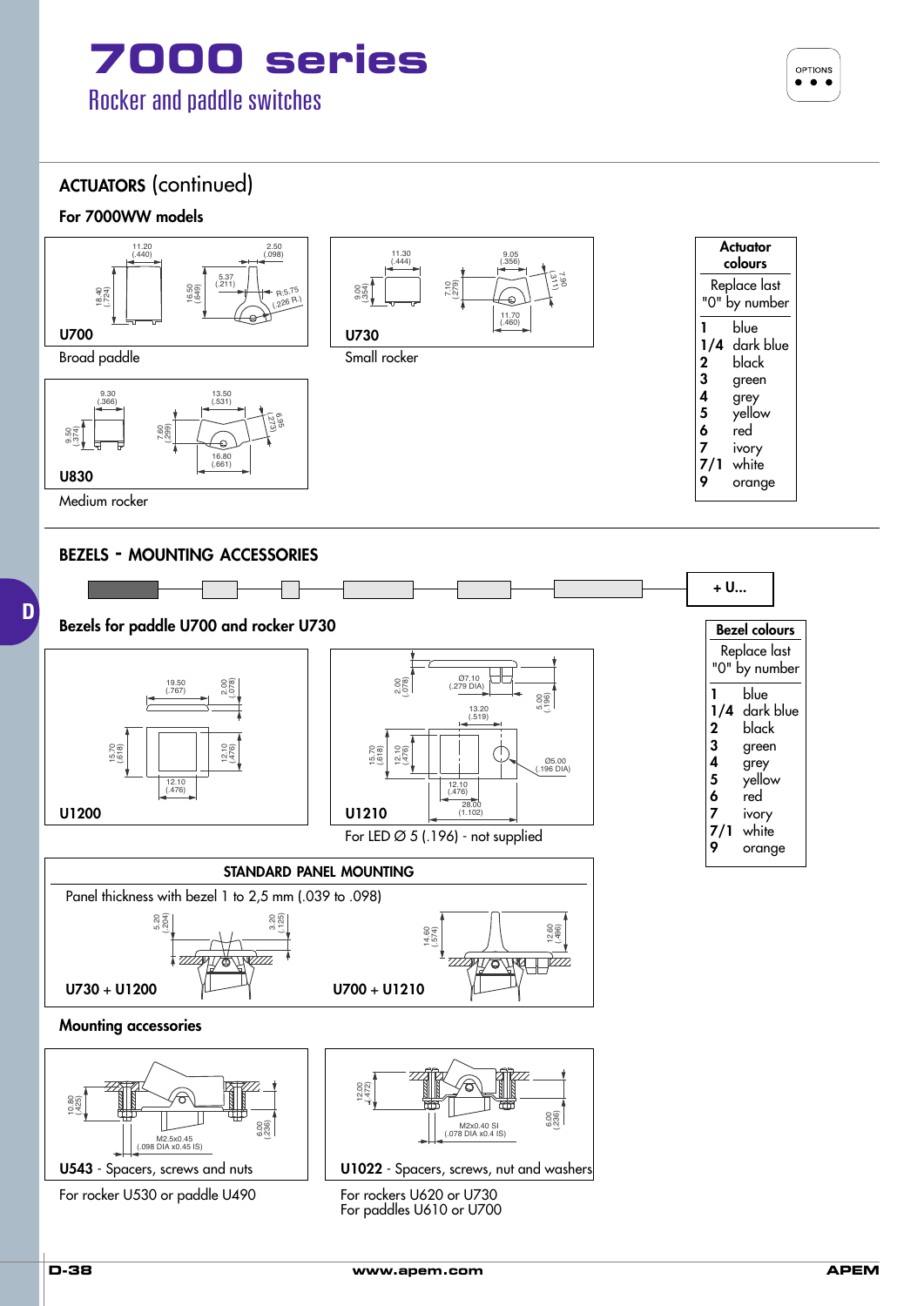# 7000 series

## Rocker and paddle switches

OPTIONS

## ACTUATORS (continued)

### For 7000WW models

11.20 (.440) 2.50 (.098) 18.40 (.724) 16.50 (.649) 5.37 (.211) R:5.75 (.226 R.)

**U700**

Broad paddle

11.30 (.444) 9.05 (.356) 9.00 (.354) 7.10 (.279) 7.90 (.311) 11.70 (.460)

**U730**

Small rocker

9.30 (.366) 13.50 (.531) 9.50 (.374) 7.60 (.299) 6.95 (.273) 16.80 (.661)

**U830**

Medium rocker

| Actuator colours | |
|---|---|
| Replace last "0" by number | |
| 1 | blue |
| 1/4 | dark blue |
| 2 | black |
| 3 | green |
| 4 | grey |
| 5 | yellow |
| 6 | red |
| 7 | ivory |
| 7/1 | white |
| 9 | orange |

## BEZELS - MOUNTING ACCESSORIES

+ U...

### Bezels for paddle U700 and rocker U730

19.50 (.767) 2.00 (.078) 15.70 (.618) 12.10 (.476) 12.10 (.476)

**U1200**

2.00 (.078) Ø7.10 (.279 DIA) 5.00 (.196) 13.20 (.519) 15.70 (.618) 12.10 (.476) Ø5.00 (.196 DIA) 12.10 (.476) 28.00 (1.102)

**U1210**

For LED Ø 5 (.196) - not supplied

| Bezel colours | |
|---|---|
| Replace last "0" by number | |
| 1 | blue |
| 1/4 | dark blue |
| 2 | black |
| 3 | green |
| 4 | grey |
| 5 | yellow |
| 6 | red |
| 7 | ivory |
| 7/1 | white |
| 9 | orange |

### STANDARD PANEL MOUNTING

Panel thickness with bezel 1 to 2,5 mm (.039 to .098)

5.20 (.204) 3.20 (.125) 14.60 (.574) 12.60 (.496)

**U730 + U1200** **U700 + U1210**

### Mounting accessories

10.80 (.425) M2.5x0.45 (.098 DIA x0.45 IS) 6.00 (.236)

**U543** - Spacers, screws and nuts

For rocker U530 or paddle U490

12.00 (.472) M2x0.40 SI (.078 DIA x0.4 IS) 6.00 (.236)

**U1022** - Spacers, screws, nut and washers

For rockers U620 or U730
For paddles U610 or U700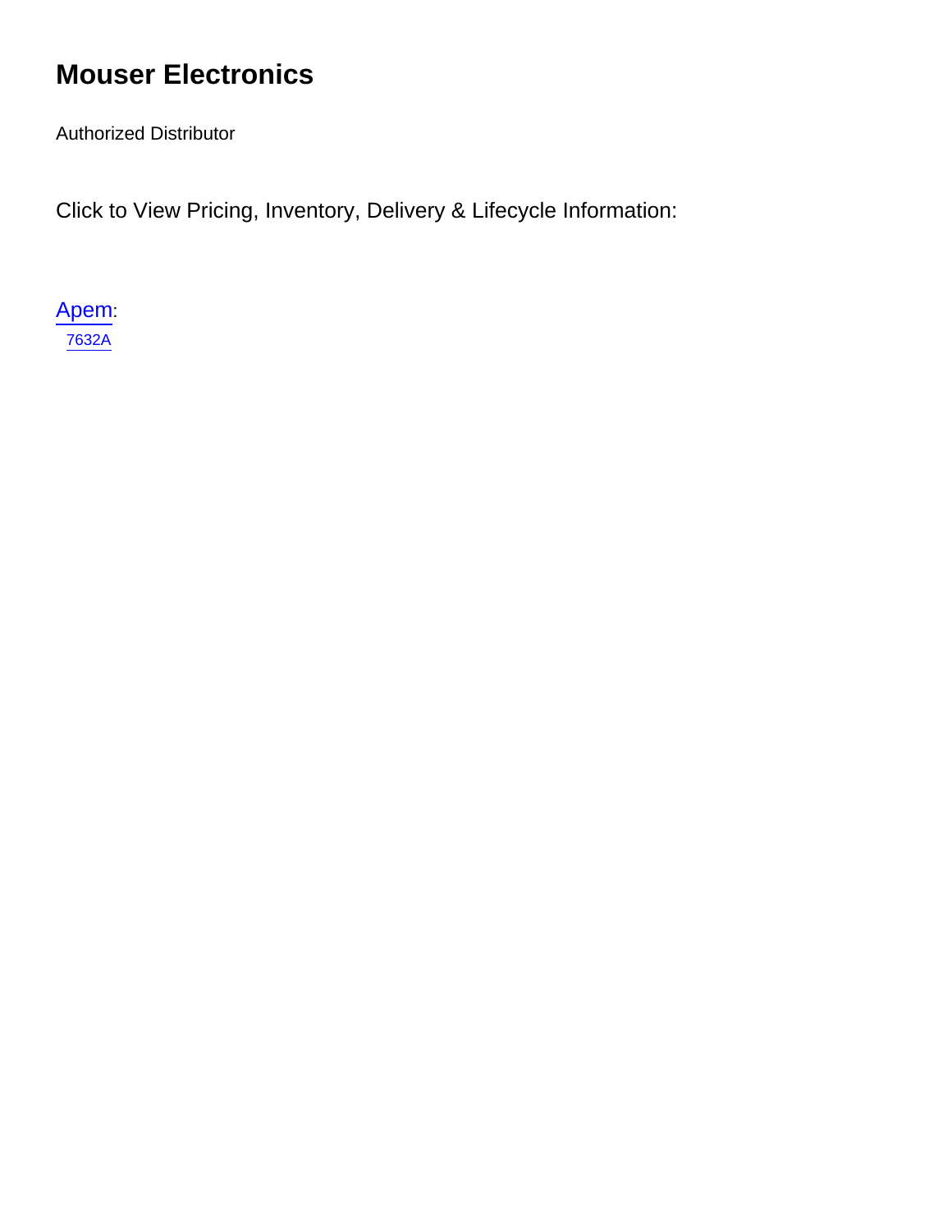# Mouser Electronics

Authorized Distributor

Click to View Pricing, Inventory, Delivery & Lifecycle Information:

Apem:

7632A